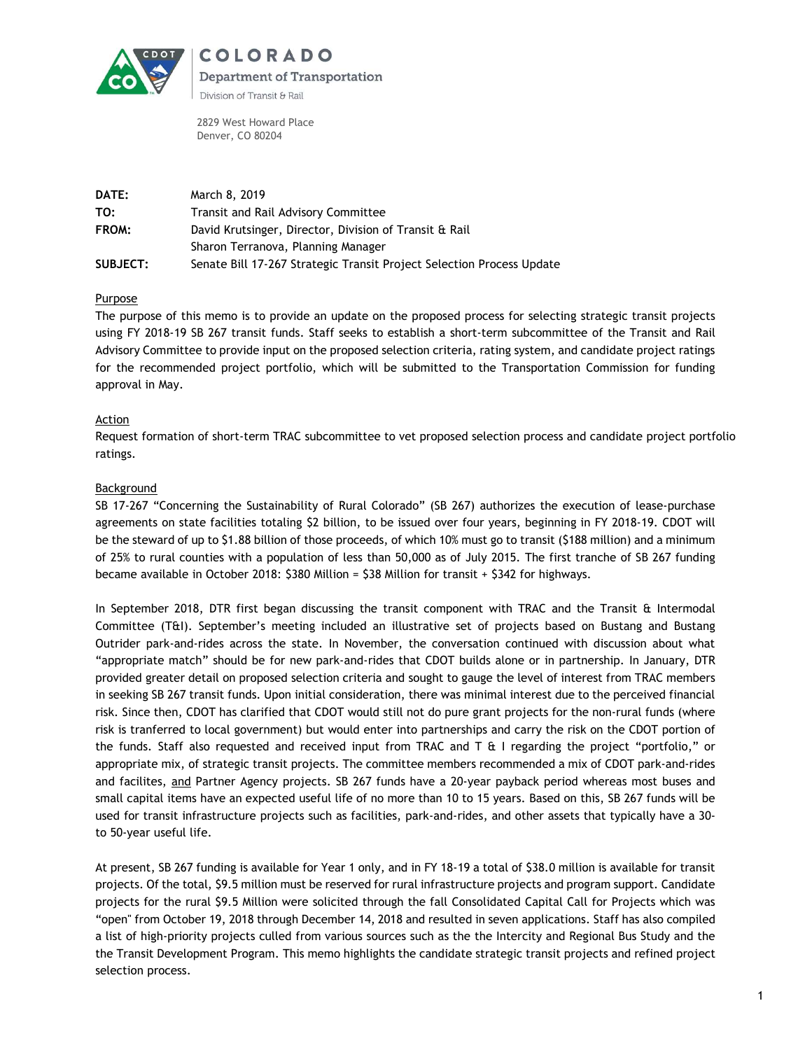**COLORADO**
**Department of Transportation**
Division of Transit & Rail

2829 West Howard Place
Denver, CO 80204

| | |
|---|---|
| **DATE:** | March 8, 2019 |
| **TO:** | Transit and Rail Advisory Committee |
| **FROM:** | David Krutsinger, Director, Division of Transit & Rail<br>Sharon Terranova, Planning Manager |
| **SUBJECT:** | Senate Bill 17-267 Strategic Transit Project Selection Process Update |

## Purpose

The purpose of this memo is to provide an update on the proposed process for selecting strategic transit projects using FY 2018-19 SB 267 transit funds. Staff seeks to establish a short-term subcommittee of the Transit and Rail Advisory Committee to provide input on the proposed selection criteria, rating system, and candidate project ratings for the recommended project portfolio, which will be submitted to the Transportation Commission for funding approval in May.

## Action

Request formation of short-term TRAC subcommittee to vet proposed selection process and candidate project portfolio ratings.

## Background

SB 17-267 "Concerning the Sustainability of Rural Colorado" (SB 267) authorizes the execution of lease-purchase agreements on state facilities totaling $2 billion, to be issued over four years, beginning in FY 2018-19. CDOT will be the steward of up to $1.88 billion of those proceeds, of which 10% must go to transit ($188 million) and a minimum of 25% to rural counties with a population of less than 50,000 as of July 2015. The first tranche of SB 267 funding became available in October 2018: $380 Million = $38 Million for transit + $342 for highways.

In September 2018, DTR first began discussing the transit component with TRAC and the Transit & Intermodal Committee (T&I). September's meeting included an illustrative set of projects based on Bustang and Bustang Outrider park-and-rides across the state. In November, the conversation continued with discussion about what "appropriate match" should be for new park-and-rides that CDOT builds alone or in partnership. In January, DTR provided greater detail on proposed selection criteria and sought to gauge the level of interest from TRAC members in seeking SB 267 transit funds. Upon initial consideration, there was minimal interest due to the perceived financial risk. Since then, CDOT has clarified that CDOT would still not do pure grant projects for the non-rural funds (where risk is tranferred to local government) but would enter into partnerships and carry the risk on the CDOT portion of the funds. Staff also requested and received input from TRAC and T & I regarding the project "portfolio," or appropriate mix, of strategic transit projects. The committee members recommended a mix of CDOT park-and-rides and facilites, <u>and</u> Partner Agency projects. SB 267 funds have a 20-year payback period whereas most buses and small capital items have an expected useful life of no more than 10 to 15 years. Based on this, SB 267 funds will be used for transit infrastructure projects such as facilities, park-and-rides, and other assets that typically have a 30- to 50-year useful life.

At present, SB 267 funding is available for Year 1 only, and in FY 18-19 a total of $38.0 million is available for transit projects. Of the total, $9.5 million must be reserved for rural infrastructure projects and program support. Candidate projects for the rural $9.5 Million were solicited through the fall Consolidated Capital Call for Projects which was "open" from October 19, 2018 through December 14, 2018 and resulted in seven applications. Staff has also compiled a list of high-priority projects culled from various sources such as the the Intercity and Regional Bus Study and the the Transit Development Program. This memo highlights the candidate strategic transit projects and refined project selection process.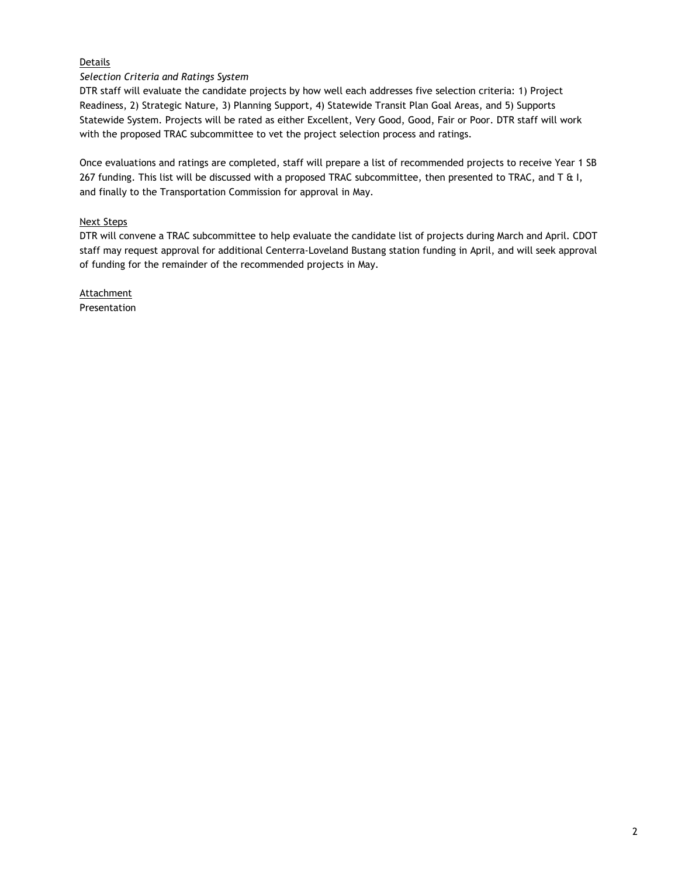Details

*Selection Criteria and Ratings System*

DTR staff will evaluate the candidate projects by how well each addresses five selection criteria: 1) Project Readiness, 2) Strategic Nature, 3) Planning Support, 4) Statewide Transit Plan Goal Areas, and 5) Supports Statewide System. Projects will be rated as either Excellent, Very Good, Good, Fair or Poor. DTR staff will work with the proposed TRAC subcommittee to vet the project selection process and ratings.

Once evaluations and ratings are completed, staff will prepare a list of recommended projects to receive Year 1 SB 267 funding. This list will be discussed with a proposed TRAC subcommittee, then presented to TRAC, and T & I, and finally to the Transportation Commission for approval in May.

Next Steps

DTR will convene a TRAC subcommittee to help evaluate the candidate list of projects during March and April. CDOT staff may request approval for additional Centerra-Loveland Bustang station funding in April, and will seek approval of funding for the remainder of the recommended projects in May.

Attachment

Presentation